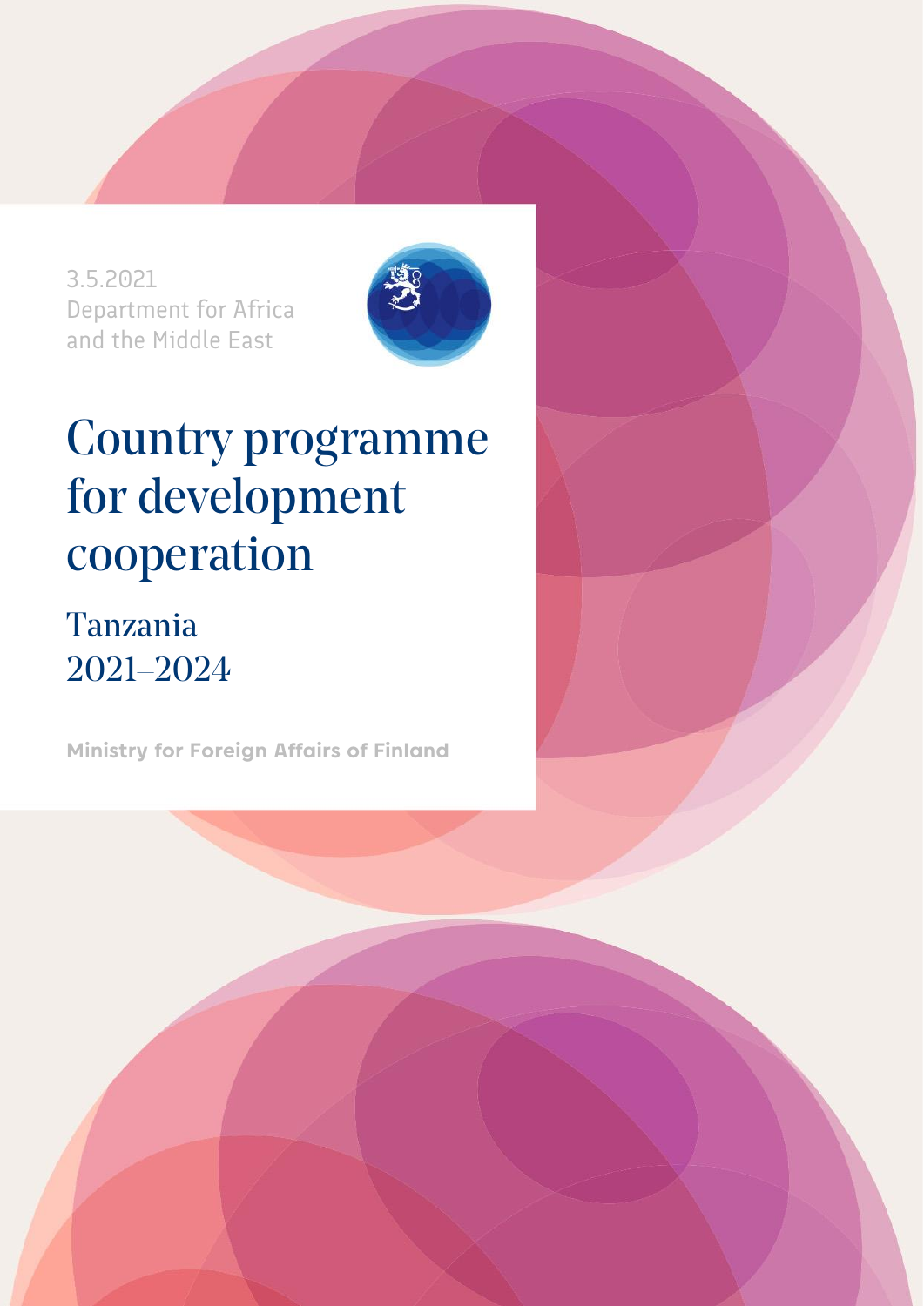3.5.2021

Department for Africa and the Middle East

# Country programme for development cooperation

## Tanzania 2021–2024

**Ministry for Foreign Affairs of Finland**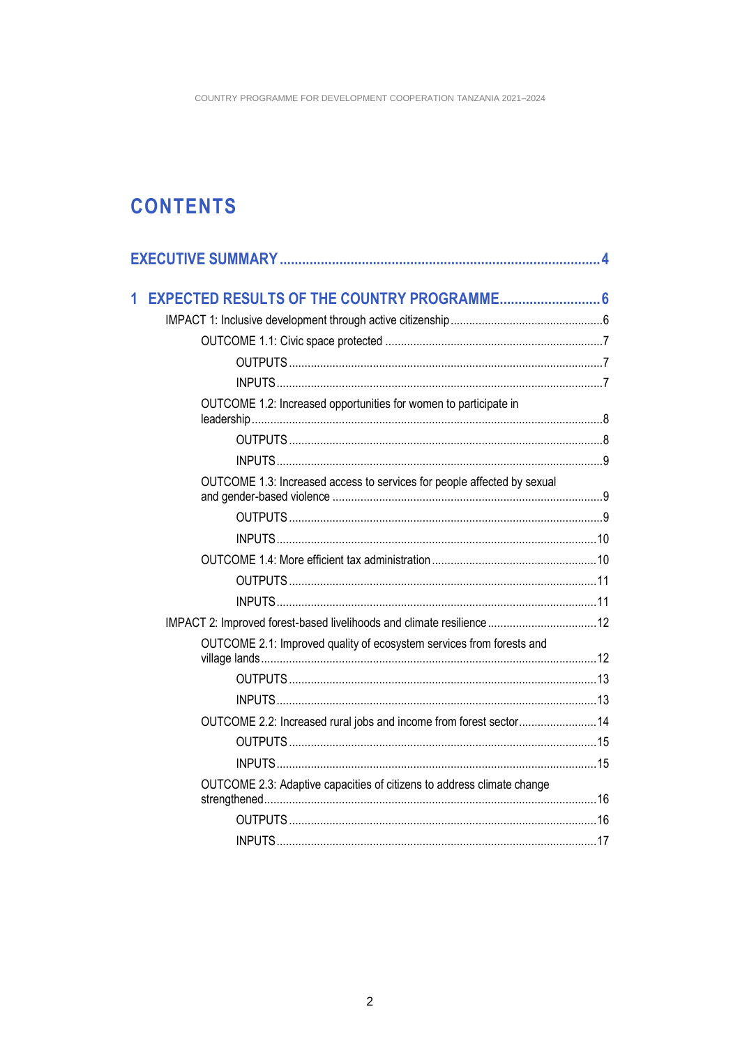# CONTENTS

EXECUTIVE SUMMARY ........ 4

1 EXPECTED RESULTS OF THE COUNTRY PROGRAMME ........ 6

- IMPACT 1: Inclusive development through active citizenship ........ 6
  - OUTCOME 1.1: Civic space protected ........ 7
    - OUTPUTS ........ 7
    - INPUTS ........ 7
  - OUTCOME 1.2: Increased opportunities for women to participate in leadership ........ 8
    - OUTPUTS ........ 8
    - INPUTS ........ 9
  - OUTCOME 1.3: Increased access to services for people affected by sexual and gender-based violence ........ 9
    - OUTPUTS ........ 9
    - INPUTS ........ 10
  - OUTCOME 1.4: More efficient tax administration ........ 10
    - OUTPUTS ........ 11
    - INPUTS ........ 11
- IMPACT 2: Improved forest-based livelihoods and climate resilience ........ 12
  - OUTCOME 2.1: Improved quality of ecosystem services from forests and village lands ........ 12
    - OUTPUTS ........ 13
    - INPUTS ........ 13
  - OUTCOME 2.2: Increased rural jobs and income from forest sector ........ 14
    - OUTPUTS ........ 15
    - INPUTS ........ 15
  - OUTCOME 2.3: Adaptive capacities of citizens to address climate change strengthened ........ 16
    - OUTPUTS ........ 16
    - INPUTS ........ 17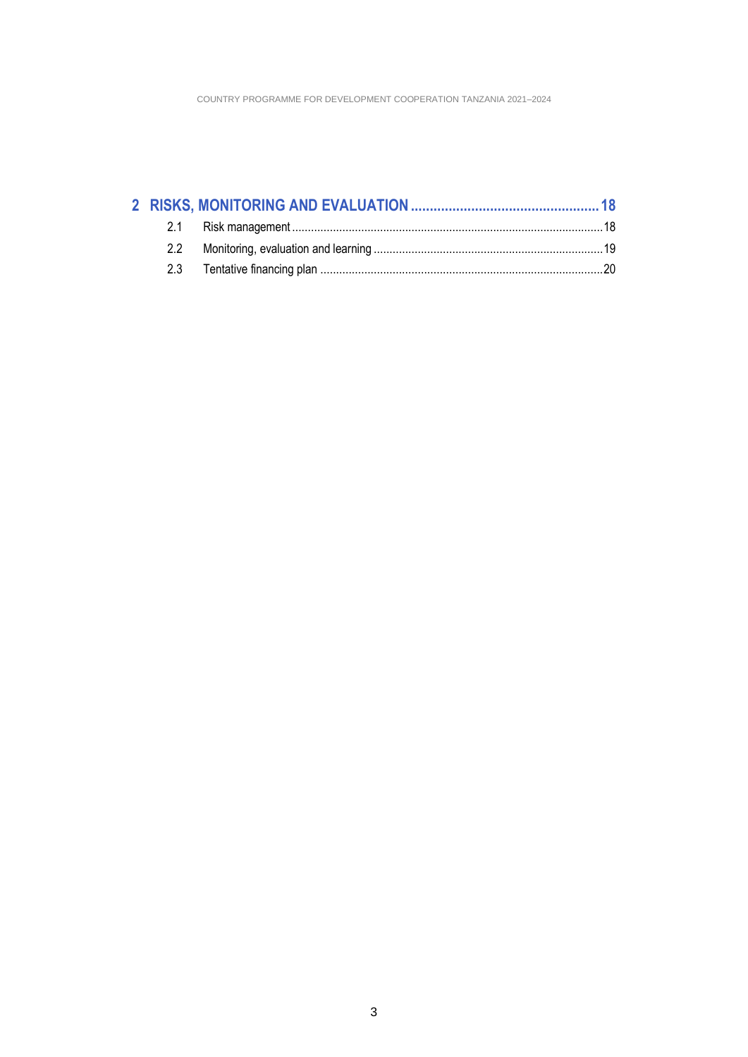**2 RISKS, MONITORING AND EVALUATION ..................................................18**

2.1 Risk management ..................................................18

2.2 Monitoring, evaluation and learning ..................................................19

2.3 Tentative financing plan ..................................................20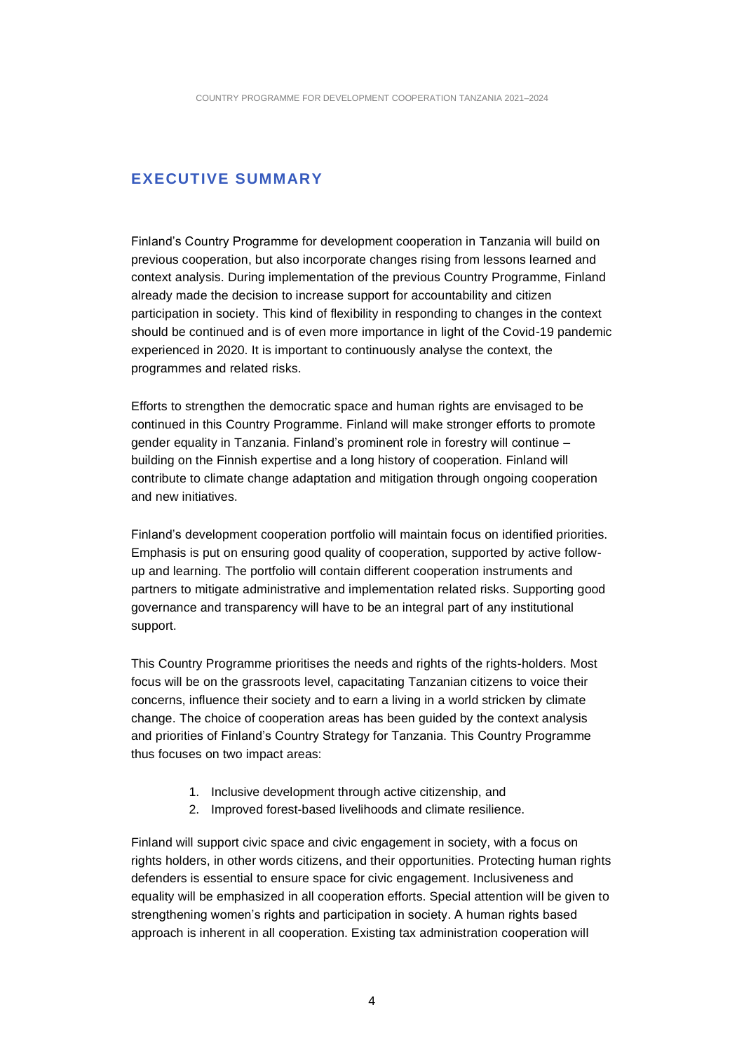## EXECUTIVE SUMMARY

Finland's Country Programme for development cooperation in Tanzania will build on previous cooperation, but also incorporate changes rising from lessons learned and context analysis. During implementation of the previous Country Programme, Finland already made the decision to increase support for accountability and citizen participation in society. This kind of flexibility in responding to changes in the context should be continued and is of even more importance in light of the Covid-19 pandemic experienced in 2020. It is important to continuously analyse the context, the programmes and related risks.

Efforts to strengthen the democratic space and human rights are envisaged to be continued in this Country Programme. Finland will make stronger efforts to promote gender equality in Tanzania. Finland's prominent role in forestry will continue – building on the Finnish expertise and a long history of cooperation. Finland will contribute to climate change adaptation and mitigation through ongoing cooperation and new initiatives.

Finland's development cooperation portfolio will maintain focus on identified priorities. Emphasis is put on ensuring good quality of cooperation, supported by active follow-up and learning. The portfolio will contain different cooperation instruments and partners to mitigate administrative and implementation related risks. Supporting good governance and transparency will have to be an integral part of any institutional support.

This Country Programme prioritises the needs and rights of the rights-holders. Most focus will be on the grassroots level, capacitating Tanzanian citizens to voice their concerns, influence their society and to earn a living in a world stricken by climate change. The choice of cooperation areas has been guided by the context analysis and priorities of Finland's Country Strategy for Tanzania. This Country Programme thus focuses on two impact areas:

1. Inclusive development through active citizenship, and
2. Improved forest-based livelihoods and climate resilience.

Finland will support civic space and civic engagement in society, with a focus on rights holders, in other words citizens, and their opportunities. Protecting human rights defenders is essential to ensure space for civic engagement. Inclusiveness and equality will be emphasized in all cooperation efforts. Special attention will be given to strengthening women's rights and participation in society. A human rights based approach is inherent in all cooperation. Existing tax administration cooperation will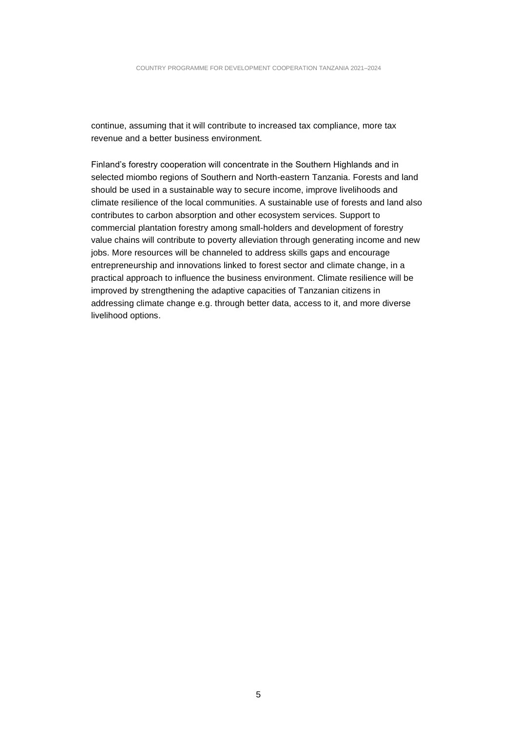continue, assuming that it will contribute to increased tax compliance, more tax revenue and a better business environment.

Finland's forestry cooperation will concentrate in the Southern Highlands and in selected miombo regions of Southern and North-eastern Tanzania. Forests and land should be used in a sustainable way to secure income, improve livelihoods and climate resilience of the local communities. A sustainable use of forests and land also contributes to carbon absorption and other ecosystem services. Support to commercial plantation forestry among small-holders and development of forestry value chains will contribute to poverty alleviation through generating income and new jobs. More resources will be channeled to address skills gaps and encourage entrepreneurship and innovations linked to forest sector and climate change, in a practical approach to influence the business environment. Climate resilience will be improved by strengthening the adaptive capacities of Tanzanian citizens in addressing climate change e.g. through better data, access to it, and more diverse livelihood options.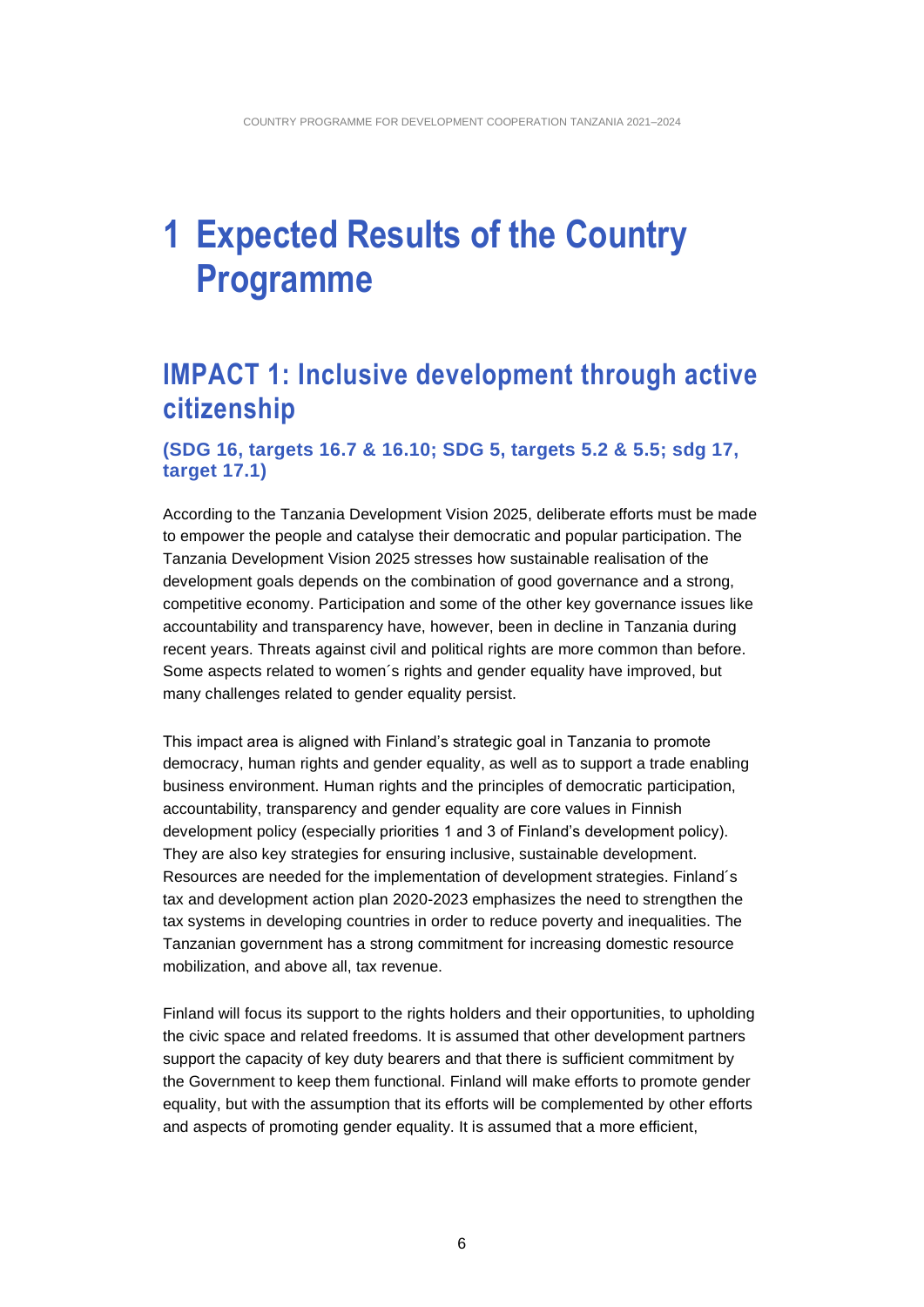# 1 Expected Results of the Country Programme

## IMPACT 1: Inclusive development through active citizenship

### (SDG 16, targets 16.7 & 16.10; SDG 5, targets 5.2 & 5.5; sdg 17, target 17.1)

According to the Tanzania Development Vision 2025, deliberate efforts must be made to empower the people and catalyse their democratic and popular participation. The Tanzania Development Vision 2025 stresses how sustainable realisation of the development goals depends on the combination of good governance and a strong, competitive economy. Participation and some of the other key governance issues like accountability and transparency have, however, been in decline in Tanzania during recent years. Threats against civil and political rights are more common than before. Some aspects related to women´s rights and gender equality have improved, but many challenges related to gender equality persist.

This impact area is aligned with Finland's strategic goal in Tanzania to promote democracy, human rights and gender equality, as well as to support a trade enabling business environment. Human rights and the principles of democratic participation, accountability, transparency and gender equality are core values in Finnish development policy (especially priorities 1 and 3 of Finland's development policy). They are also key strategies for ensuring inclusive, sustainable development. Resources are needed for the implementation of development strategies. Finland´s tax and development action plan 2020-2023 emphasizes the need to strengthen the tax systems in developing countries in order to reduce poverty and inequalities. The Tanzanian government has a strong commitment for increasing domestic resource mobilization, and above all, tax revenue.

Finland will focus its support to the rights holders and their opportunities, to upholding the civic space and related freedoms. It is assumed that other development partners support the capacity of key duty bearers and that there is sufficient commitment by the Government to keep them functional. Finland will make efforts to promote gender equality, but with the assumption that its efforts will be complemented by other efforts and aspects of promoting gender equality. It is assumed that a more efficient,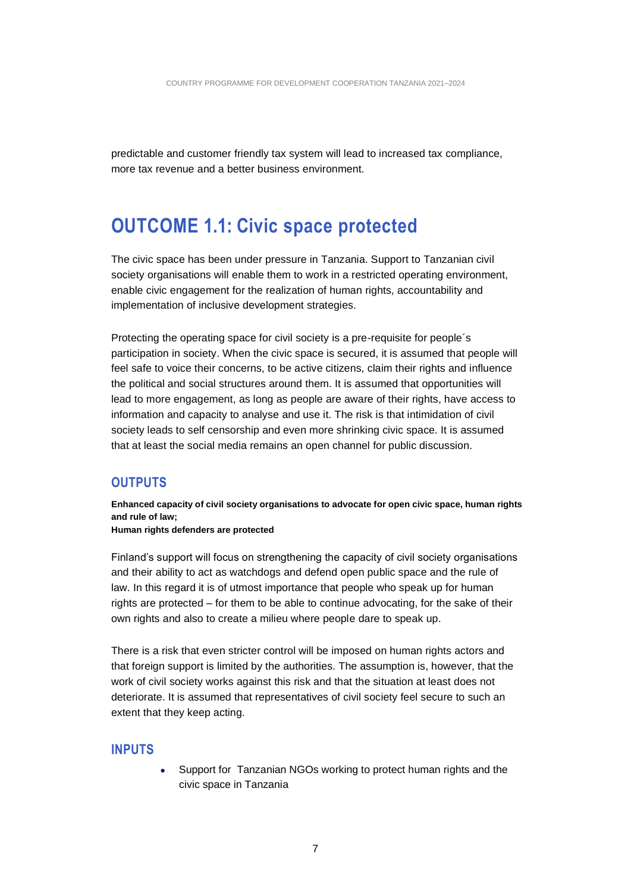predictable and customer friendly tax system will lead to increased tax compliance, more tax revenue and a better business environment.

## OUTCOME 1.1: Civic space protected

The civic space has been under pressure in Tanzania. Support to Tanzanian civil society organisations will enable them to work in a restricted operating environment, enable civic engagement for the realization of human rights, accountability and implementation of inclusive development strategies.

Protecting the operating space for civil society is a pre-requisite for people´s participation in society. When the civic space is secured, it is assumed that people will feel safe to voice their concerns, to be active citizens, claim their rights and influence the political and social structures around them. It is assumed that opportunities will lead to more engagement, as long as people are aware of their rights, have access to information and capacity to analyse and use it. The risk is that intimidation of civil society leads to self censorship and even more shrinking civic space. It is assumed that at least the social media remains an open channel for public discussion.

### OUTPUTS

**Enhanced capacity of civil society organisations to advocate for open civic space, human rights and rule of law;**
**Human rights defenders are protected**

Finland's support will focus on strengthening the capacity of civil society organisations and their ability to act as watchdogs and defend open public space and the rule of law. In this regard it is of utmost importance that people who speak up for human rights are protected – for them to be able to continue advocating, for the sake of their own rights and also to create a milieu where people dare to speak up.

There is a risk that even stricter control will be imposed on human rights actors and that foreign support is limited by the authorities. The assumption is, however, that the work of civil society works against this risk and that the situation at least does not deteriorate. It is assumed that representatives of civil society feel secure to such an extent that they keep acting.

### INPUTS

- Support for Tanzanian NGOs working to protect human rights and the civic space in Tanzania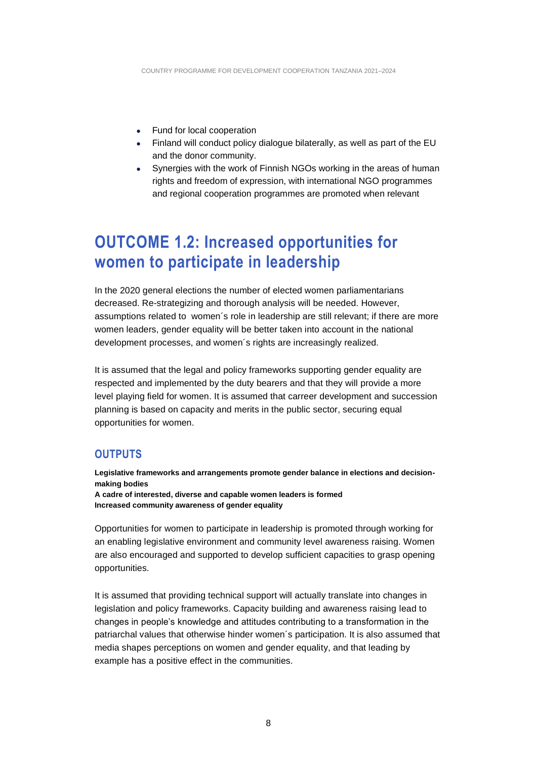- Fund for local cooperation
- Finland will conduct policy dialogue bilaterally, as well as part of the EU and the donor community.
- Synergies with the work of Finnish NGOs working in the areas of human rights and freedom of expression, with international NGO programmes and regional cooperation programmes are promoted when relevant

## OUTCOME 1.2: Increased opportunities for women to participate in leadership

In the 2020 general elections the number of elected women parliamentarians decreased. Re-strategizing and thorough analysis will be needed. However, assumptions related to women´s role in leadership are still relevant; if there are more women leaders, gender equality will be better taken into account in the national development processes, and women´s rights are increasingly realized.

It is assumed that the legal and policy frameworks supporting gender equality are respected and implemented by the duty bearers and that they will provide a more level playing field for women. It is assumed that carreer development and succession planning is based on capacity and merits in the public sector, securing equal opportunities for women.

### OUTPUTS

**Legislative frameworks and arrangements promote gender balance in elections and decision-making bodies**
**A cadre of interested, diverse and capable women leaders is formed**
**Increased community awareness of gender equality**

Opportunities for women to participate in leadership is promoted through working for an enabling legislative environment and community level awareness raising. Women are also encouraged and supported to develop sufficient capacities to grasp opening opportunities.

It is assumed that providing technical support will actually translate into changes in legislation and policy frameworks. Capacity building and awareness raising lead to changes in people's knowledge and attitudes contributing to a transformation in the patriarchal values that otherwise hinder women´s participation. It is also assumed that media shapes perceptions on women and gender equality, and that leading by example has a positive effect in the communities.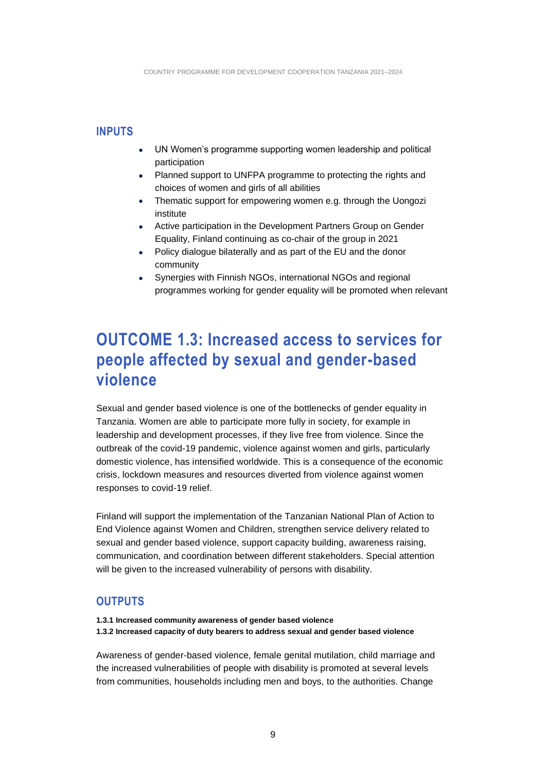### INPUTS

- UN Women's programme supporting women leadership and political participation
- Planned support to UNFPA programme to protecting the rights and choices of women and girls of all abilities
- Thematic support for empowering women e.g. through the Uongozi institute
- Active participation in the Development Partners Group on Gender Equality, Finland continuing as co-chair of the group in 2021
- Policy dialogue bilaterally and as part of the EU and the donor community
- Synergies with Finnish NGOs, international NGOs and regional programmes working for gender equality will be promoted when relevant

## OUTCOME 1.3: Increased access to services for people affected by sexual and gender-based violence

Sexual and gender based violence is one of the bottlenecks of gender equality in Tanzania. Women are able to participate more fully in society, for example in leadership and development processes, if they live free from violence. Since the outbreak of the covid-19 pandemic, violence against women and girls, particularly domestic violence, has intensified worldwide. This is a consequence of the economic crisis, lockdown measures and resources diverted from violence against women responses to covid-19 relief.

Finland will support the implementation of the Tanzanian National Plan of Action to End Violence against Women and Children, strengthen service delivery related to sexual and gender based violence, support capacity building, awareness raising, communication, and coordination between different stakeholders. Special attention will be given to the increased vulnerability of persons with disability.

### OUTPUTS

**1.3.1 Increased community awareness of gender based violence**
**1.3.2 Increased capacity of duty bearers to address sexual and gender based violence**

Awareness of gender-based violence, female genital mutilation, child marriage and the increased vulnerabilities of people with disability is promoted at several levels from communities, households including men and boys, to the authorities. Change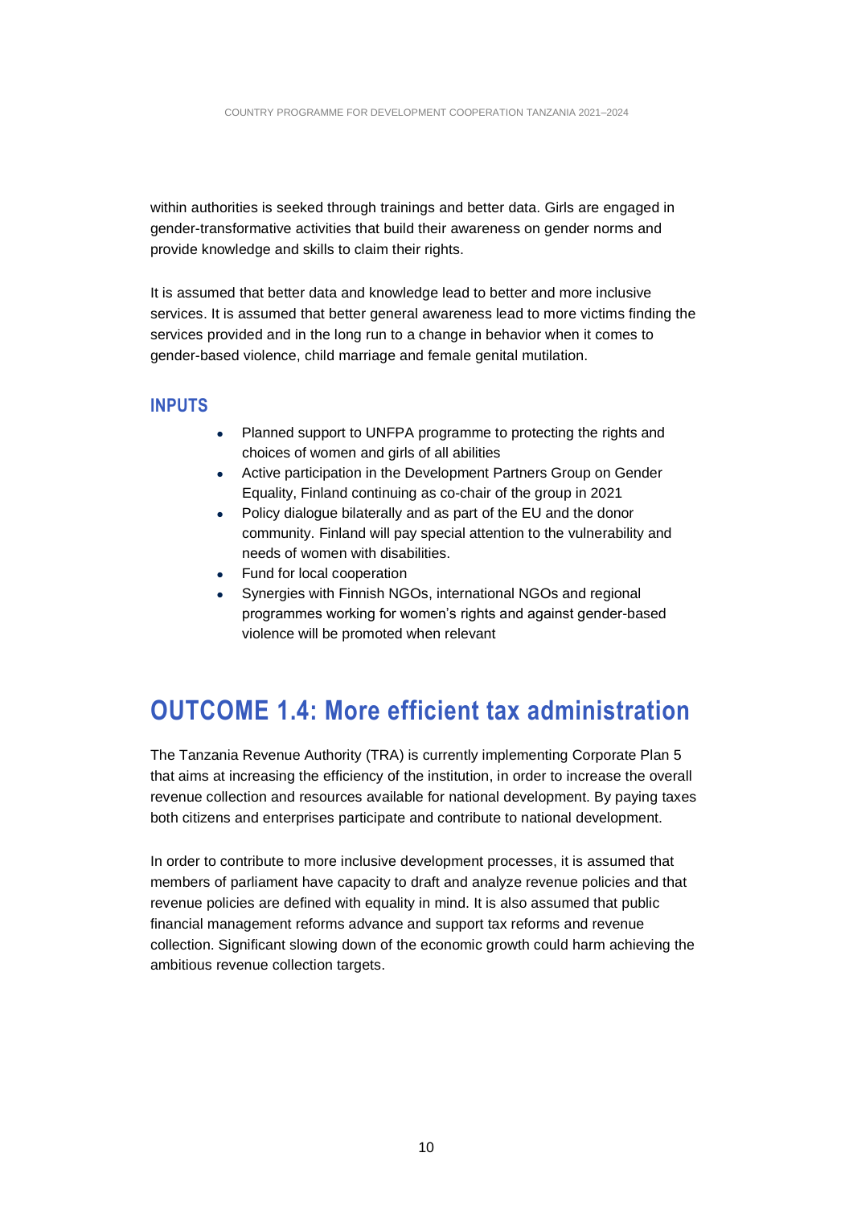within authorities is seeked through trainings and better data. Girls are engaged in gender-transformative activities that build their awareness on gender norms and provide knowledge and skills to claim their rights.

It is assumed that better data and knowledge lead to better and more inclusive services. It is assumed that better general awareness lead to more victims finding the services provided and in the long run to a change in behavior when it comes to gender-based violence, child marriage and female genital mutilation.

### INPUTS

- Planned support to UNFPA programme to protecting the rights and choices of women and girls of all abilities
- Active participation in the Development Partners Group on Gender Equality, Finland continuing as co-chair of the group in 2021
- Policy dialogue bilaterally and as part of the EU and the donor community. Finland will pay special attention to the vulnerability and needs of women with disabilities.
- Fund for local cooperation
- Synergies with Finnish NGOs, international NGOs and regional programmes working for women's rights and against gender-based violence will be promoted when relevant

## OUTCOME 1.4: More efficient tax administration

The Tanzania Revenue Authority (TRA) is currently implementing Corporate Plan 5 that aims at increasing the efficiency of the institution, in order to increase the overall revenue collection and resources available for national development. By paying taxes both citizens and enterprises participate and contribute to national development.

In order to contribute to more inclusive development processes, it is assumed that members of parliament have capacity to draft and analyze revenue policies and that revenue policies are defined with equality in mind. It is also assumed that public financial management reforms advance and support tax reforms and revenue collection. Significant slowing down of the economic growth could harm achieving the ambitious revenue collection targets.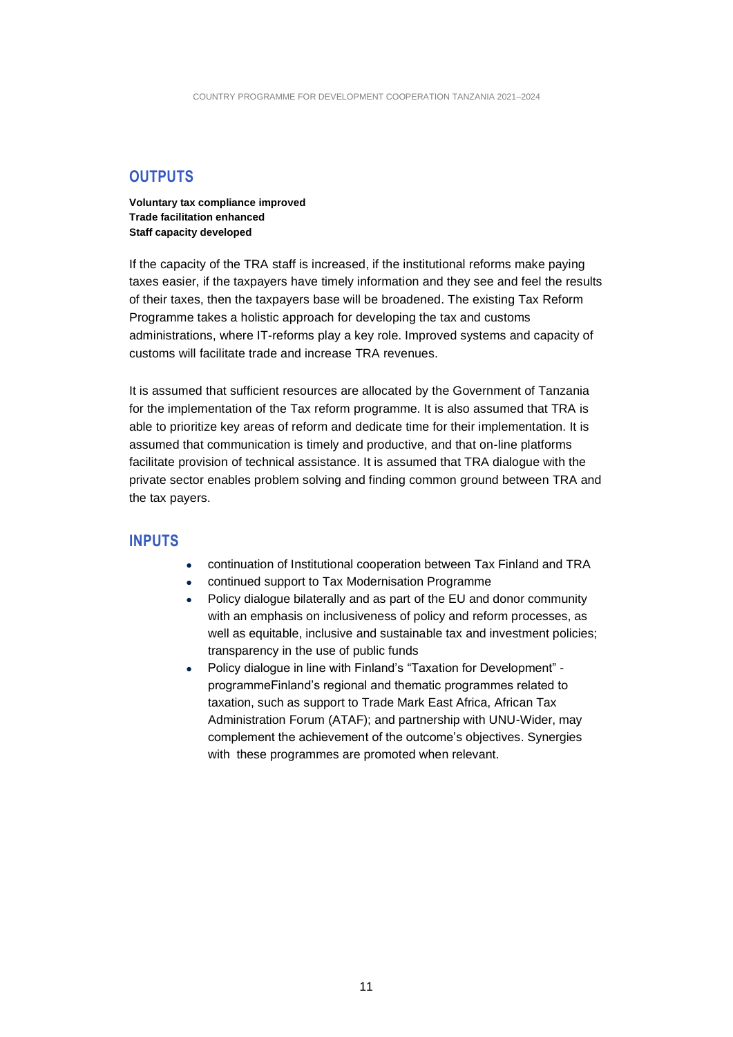## OUTPUTS

**Voluntary tax compliance improved**
**Trade facilitation enhanced**
**Staff capacity developed**

If the capacity of the TRA staff is increased, if the institutional reforms make paying taxes easier, if the taxpayers have timely information and they see and feel the results of their taxes, then the taxpayers base will be broadened. The existing Tax Reform Programme takes a holistic approach for developing the tax and customs administrations, where IT-reforms play a key role. Improved systems and capacity of customs will facilitate trade and increase TRA revenues.

It is assumed that sufficient resources are allocated by the Government of Tanzania for the implementation of the Tax reform programme. It is also assumed that TRA is able to prioritize key areas of reform and dedicate time for their implementation. It is assumed that communication is timely and productive, and that on-line platforms facilitate provision of technical assistance. It is assumed that TRA dialogue with the private sector enables problem solving and finding common ground between TRA and the tax payers.

## INPUTS

- continuation of Institutional cooperation between Tax Finland and TRA
- continued support to Tax Modernisation Programme
- Policy dialogue bilaterally and as part of the EU and donor community with an emphasis on inclusiveness of policy and reform processes, as well as equitable, inclusive and sustainable tax and investment policies; transparency in the use of public funds
- Policy dialogue in line with Finland's "Taxation for Development" - programmeFinland's regional and thematic programmes related to taxation, such as support to Trade Mark East Africa, African Tax Administration Forum (ATAF); and partnership with UNU-Wider, may complement the achievement of the outcome's objectives. Synergies with these programmes are promoted when relevant.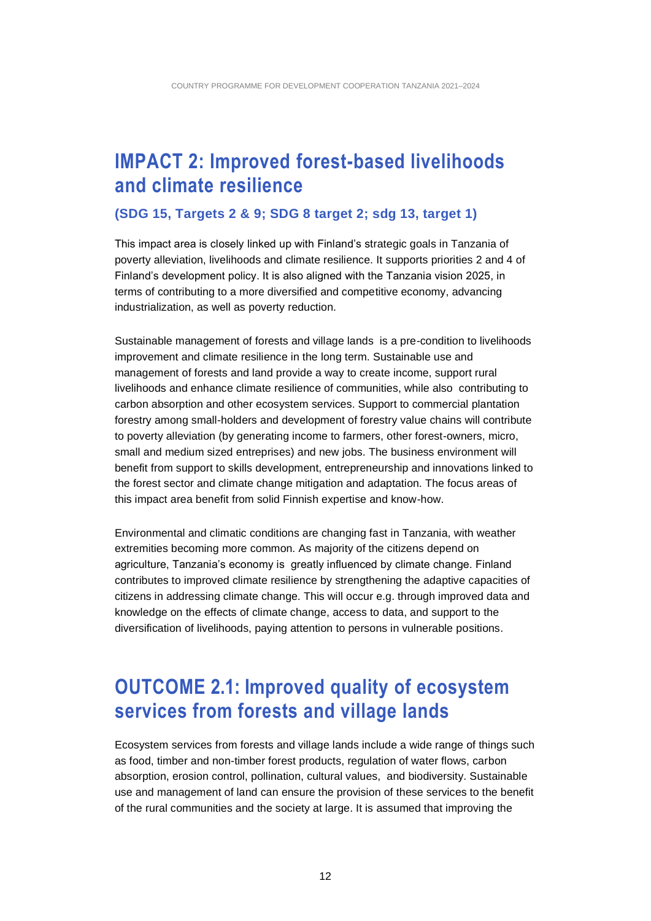# IMPACT 2: Improved forest-based livelihoods and climate resilience

### (SDG 15, Targets 2 & 9; SDG 8 target 2; sdg 13, target 1)

This impact area is closely linked up with Finland's strategic goals in Tanzania of poverty alleviation, livelihoods and climate resilience. It supports priorities 2 and 4 of Finland's development policy. It is also aligned with the Tanzania vision 2025, in terms of contributing to a more diversified and competitive economy, advancing industrialization, as well as poverty reduction.

Sustainable management of forests and village lands is a pre-condition to livelihoods improvement and climate resilience in the long term. Sustainable use and management of forests and land provide a way to create income, support rural livelihoods and enhance climate resilience of communities, while also contributing to carbon absorption and other ecosystem services. Support to commercial plantation forestry among small-holders and development of forestry value chains will contribute to poverty alleviation (by generating income to farmers, other forest-owners, micro, small and medium sized entreprises) and new jobs. The business environment will benefit from support to skills development, entrepreneurship and innovations linked to the forest sector and climate change mitigation and adaptation. The focus areas of this impact area benefit from solid Finnish expertise and know-how.

Environmental and climatic conditions are changing fast in Tanzania, with weather extremities becoming more common. As majority of the citizens depend on agriculture, Tanzania's economy is greatly influenced by climate change. Finland contributes to improved climate resilience by strengthening the adaptive capacities of citizens in addressing climate change. This will occur e.g. through improved data and knowledge on the effects of climate change, access to data, and support to the diversification of livelihoods, paying attention to persons in vulnerable positions.

# OUTCOME 2.1: Improved quality of ecosystem services from forests and village lands

Ecosystem services from forests and village lands include a wide range of things such as food, timber and non-timber forest products, regulation of water flows, carbon absorption, erosion control, pollination, cultural values, and biodiversity. Sustainable use and management of land can ensure the provision of these services to the benefit of the rural communities and the society at large. It is assumed that improving the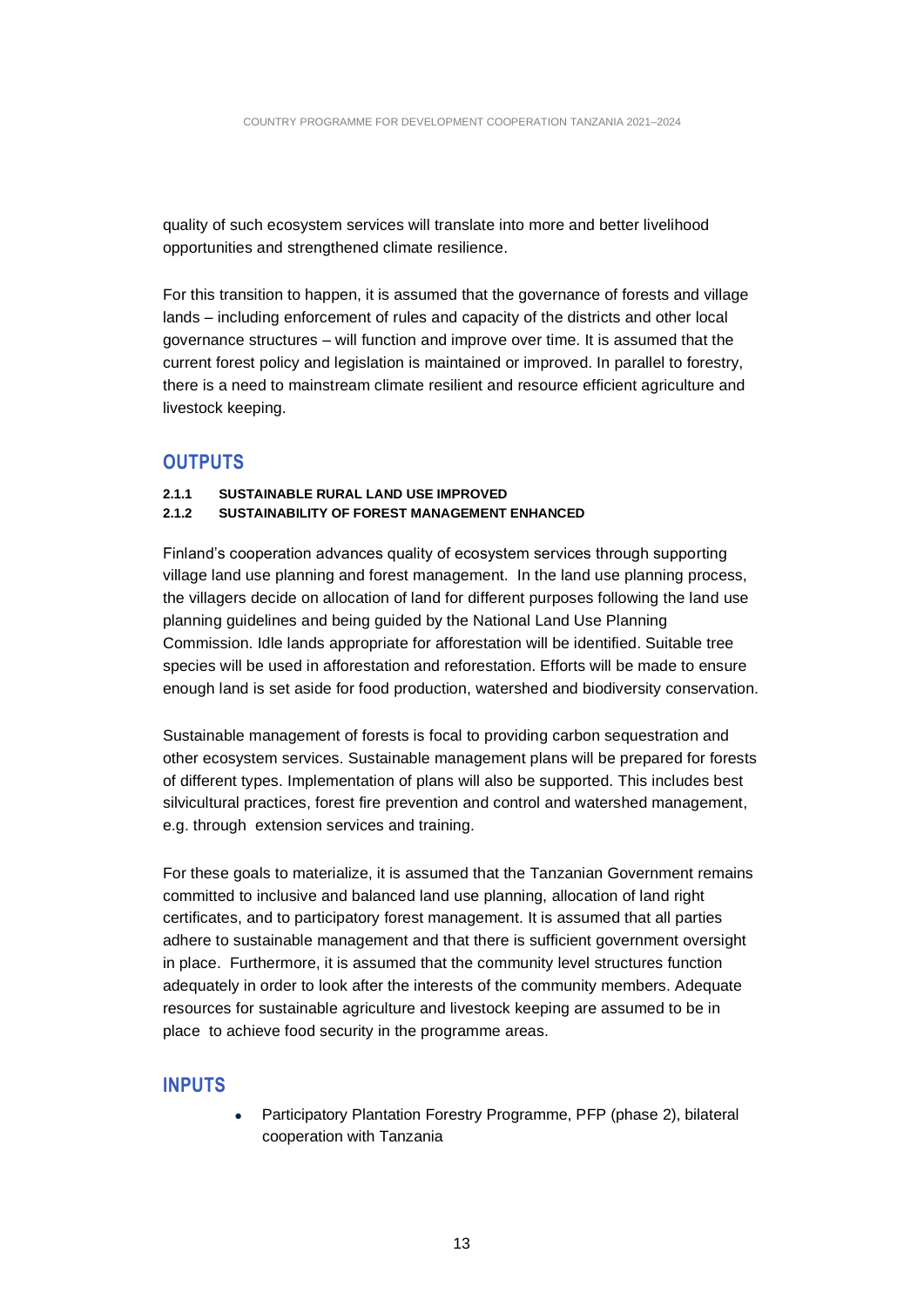quality of such ecosystem services will translate into more and better livelihood opportunities and strengthened climate resilience.

For this transition to happen, it is assumed that the governance of forests and village lands – including enforcement of rules and capacity of the districts and other local governance structures – will function and improve over time. It is assumed that the current forest policy and legislation is maintained or improved. In parallel to forestry, there is a need to mainstream climate resilient and resource efficient agriculture and livestock keeping.

## OUTPUTS

**2.1.1 SUSTAINABLE RURAL LAND USE IMPROVED**

**2.1.2 SUSTAINABILITY OF FOREST MANAGEMENT ENHANCED**

Finland's cooperation advances quality of ecosystem services through supporting village land use planning and forest management. In the land use planning process, the villagers decide on allocation of land for different purposes following the land use planning guidelines and being guided by the National Land Use Planning Commission. Idle lands appropriate for afforestation will be identified. Suitable tree species will be used in afforestation and reforestation. Efforts will be made to ensure enough land is set aside for food production, watershed and biodiversity conservation.

Sustainable management of forests is focal to providing carbon sequestration and other ecosystem services. Sustainable management plans will be prepared for forests of different types. Implementation of plans will also be supported. This includes best silvicultural practices, forest fire prevention and control and watershed management, e.g. through extension services and training.

For these goals to materialize, it is assumed that the Tanzanian Government remains committed to inclusive and balanced land use planning, allocation of land right certificates, and to participatory forest management. It is assumed that all parties adhere to sustainable management and that there is sufficient government oversight in place. Furthermore, it is assumed that the community level structures function adequately in order to look after the interests of the community members. Adequate resources for sustainable agriculture and livestock keeping are assumed to be in place to achieve food security in the programme areas.

## INPUTS

- Participatory Plantation Forestry Programme, PFP (phase 2), bilateral cooperation with Tanzania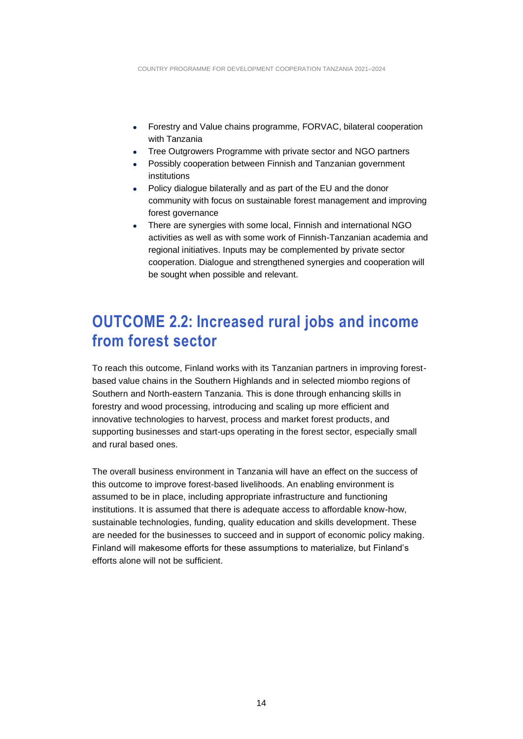- Forestry and Value chains programme, FORVAC, bilateral cooperation with Tanzania
- Tree Outgrowers Programme with private sector and NGO partners
- Possibly cooperation between Finnish and Tanzanian government institutions
- Policy dialogue bilaterally and as part of the EU and the donor community with focus on sustainable forest management and improving forest governance
- There are synergies with some local, Finnish and international NGO activities as well as with some work of Finnish-Tanzanian academia and regional initiatives. Inputs may be complemented by private sector cooperation. Dialogue and strengthened synergies and cooperation will be sought when possible and relevant.

## OUTCOME 2.2: Increased rural jobs and income from forest sector

To reach this outcome, Finland works with its Tanzanian partners in improving forest-based value chains in the Southern Highlands and in selected miombo regions of Southern and North-eastern Tanzania. This is done through enhancing skills in forestry and wood processing, introducing and scaling up more efficient and innovative technologies to harvest, process and market forest products, and supporting businesses and start-ups operating in the forest sector, especially small and rural based ones.

The overall business environment in Tanzania will have an effect on the success of this outcome to improve forest-based livelihoods. An enabling environment is assumed to be in place, including appropriate infrastructure and functioning institutions. It is assumed that there is adequate access to affordable know-how, sustainable technologies, funding, quality education and skills development. These are needed for the businesses to succeed and in support of economic policy making. Finland will makesome efforts for these assumptions to materialize, but Finland's efforts alone will not be sufficient.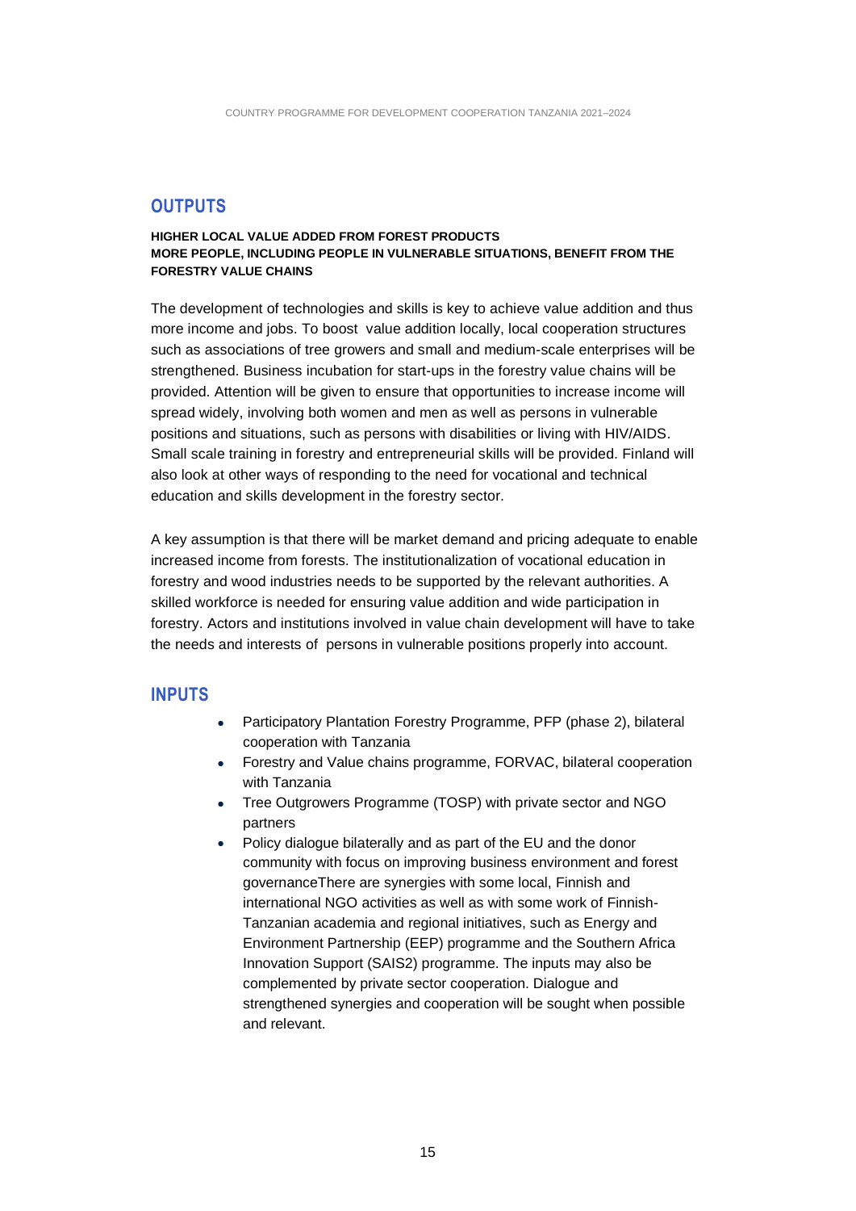## OUTPUTS

**HIGHER LOCAL VALUE ADDED FROM FOREST PRODUCTS**
**MORE PEOPLE, INCLUDING PEOPLE IN VULNERABLE SITUATIONS, BENEFIT FROM THE FORESTRY VALUE CHAINS**

The development of technologies and skills is key to achieve value addition and thus more income and jobs. To boost value addition locally, local cooperation structures such as associations of tree growers and small and medium-scale enterprises will be strengthened. Business incubation for start-ups in the forestry value chains will be provided. Attention will be given to ensure that opportunities to increase income will spread widely, involving both women and men as well as persons in vulnerable positions and situations, such as persons with disabilities or living with HIV/AIDS. Small scale training in forestry and entrepreneurial skills will be provided. Finland will also look at other ways of responding to the need for vocational and technical education and skills development in the forestry sector.

A key assumption is that there will be market demand and pricing adequate to enable increased income from forests. The institutionalization of vocational education in forestry and wood industries needs to be supported by the relevant authorities. A skilled workforce is needed for ensuring value addition and wide participation in forestry. Actors and institutions involved in value chain development will have to take the needs and interests of persons in vulnerable positions properly into account.

## INPUTS

- Participatory Plantation Forestry Programme, PFP (phase 2), bilateral cooperation with Tanzania
- Forestry and Value chains programme, FORVAC, bilateral cooperation with Tanzania
- Tree Outgrowers Programme (TOSP) with private sector and NGO partners
- Policy dialogue bilaterally and as part of the EU and the donor community with focus on improving business environment and forest governanceThere are synergies with some local, Finnish and international NGO activities as well as with some work of Finnish-Tanzanian academia and regional initiatives, such as Energy and Environment Partnership (EEP) programme and the Southern Africa Innovation Support (SAIS2) programme. The inputs may also be complemented by private sector cooperation. Dialogue and strengthened synergies and cooperation will be sought when possible and relevant.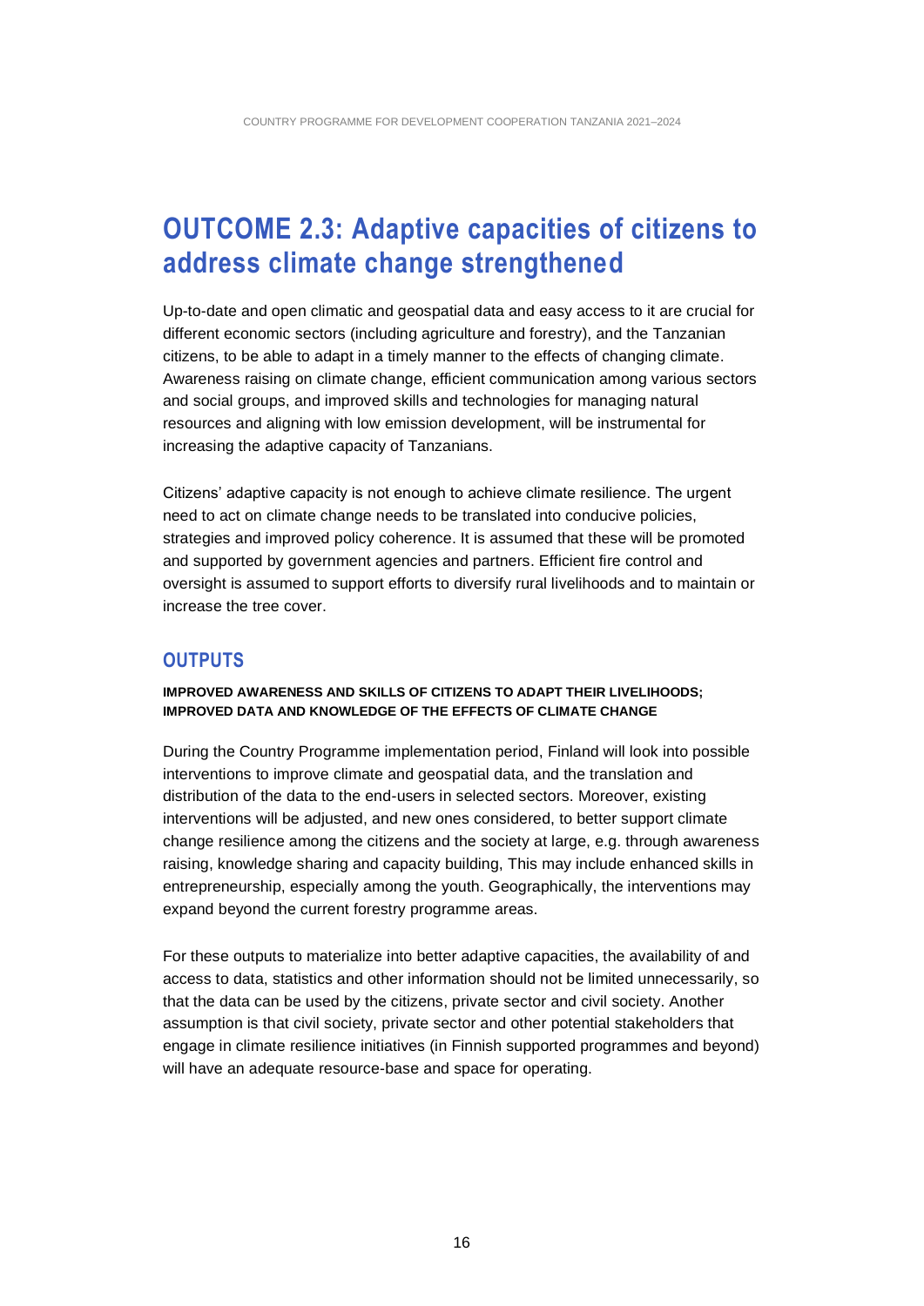# OUTCOME 2.3: Adaptive capacities of citizens to address climate change strengthened

Up-to-date and open climatic and geospatial data and easy access to it are crucial for different economic sectors (including agriculture and forestry), and the Tanzanian citizens, to be able to adapt in a timely manner to the effects of changing climate. Awareness raising on climate change, efficient communication among various sectors and social groups, and improved skills and technologies for managing natural resources and aligning with low emission development, will be instrumental for increasing the adaptive capacity of Tanzanians.

Citizens' adaptive capacity is not enough to achieve climate resilience. The urgent need to act on climate change needs to be translated into conducive policies, strategies and improved policy coherence. It is assumed that these will be promoted and supported by government agencies and partners. Efficient fire control and oversight is assumed to support efforts to diversify rural livelihoods and to maintain or increase the tree cover.

## OUTPUTS

**IMPROVED AWARENESS AND SKILLS OF CITIZENS TO ADAPT THEIR LIVELIHOODS; IMPROVED DATA AND KNOWLEDGE OF THE EFFECTS OF CLIMATE CHANGE**

During the Country Programme implementation period, Finland will look into possible interventions to improve climate and geospatial data, and the translation and distribution of the data to the end-users in selected sectors. Moreover, existing interventions will be adjusted, and new ones considered, to better support climate change resilience among the citizens and the society at large, e.g. through awareness raising, knowledge sharing and capacity building, This may include enhanced skills in entrepreneurship, especially among the youth. Geographically, the interventions may expand beyond the current forestry programme areas.

For these outputs to materialize into better adaptive capacities, the availability of and access to data, statistics and other information should not be limited unnecessarily, so that the data can be used by the citizens, private sector and civil society. Another assumption is that civil society, private sector and other potential stakeholders that engage in climate resilience initiatives (in Finnish supported programmes and beyond) will have an adequate resource-base and space for operating.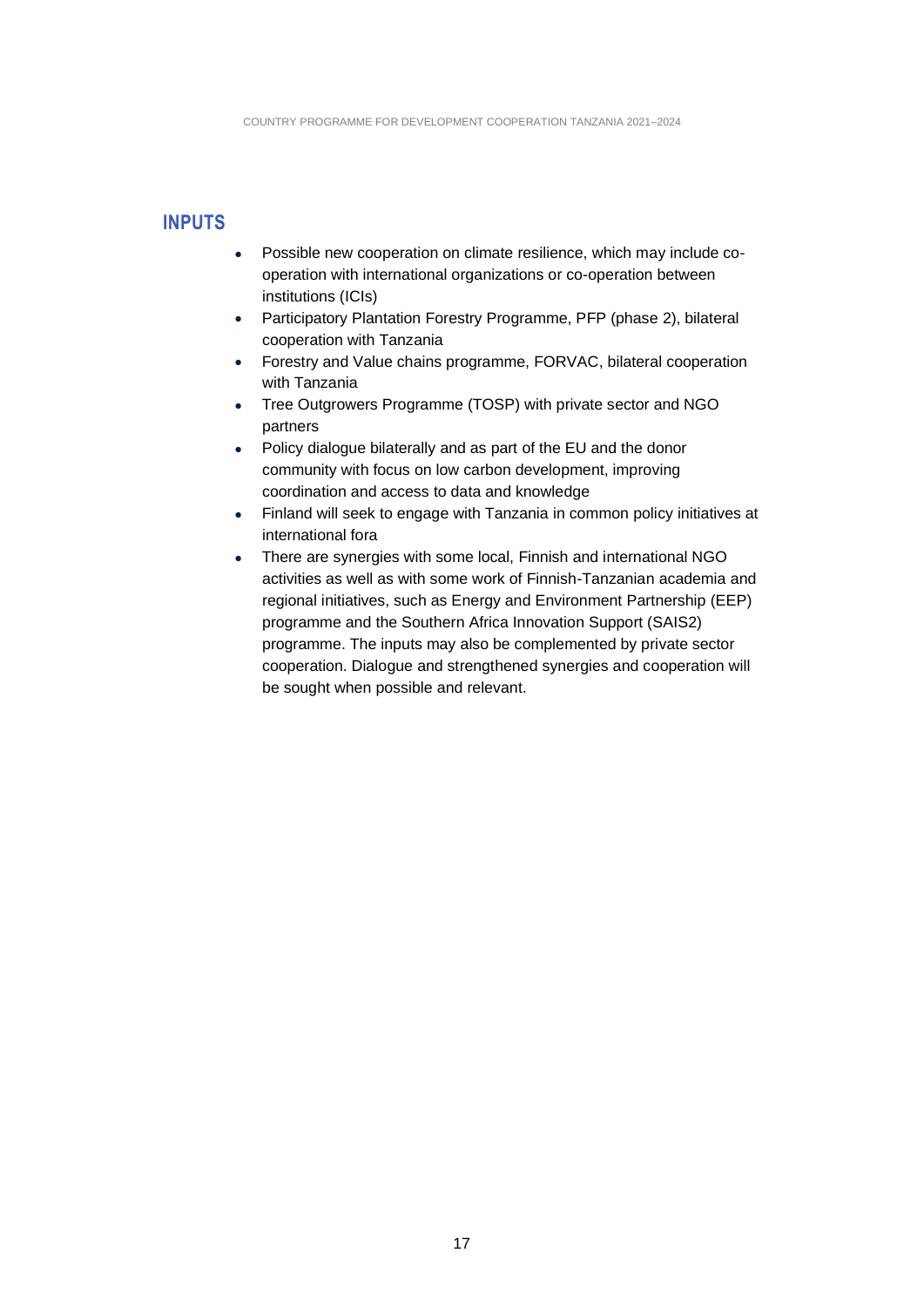## INPUTS

- Possible new cooperation on climate resilience, which may include co-operation with international organizations or co-operation between institutions (ICIs)
- Participatory Plantation Forestry Programme, PFP (phase 2), bilateral cooperation with Tanzania
- Forestry and Value chains programme, FORVAC, bilateral cooperation with Tanzania
- Tree Outgrowers Programme (TOSP) with private sector and NGO partners
- Policy dialogue bilaterally and as part of the EU and the donor community with focus on low carbon development, improving coordination and access to data and knowledge
- Finland will seek to engage with Tanzania in common policy initiatives at international fora
- There are synergies with some local, Finnish and international NGO activities as well as with some work of Finnish-Tanzanian academia and regional initiatives, such as Energy and Environment Partnership (EEP) programme and the Southern Africa Innovation Support (SAIS2) programme. The inputs may also be complemented by private sector cooperation. Dialogue and strengthened synergies and cooperation will be sought when possible and relevant.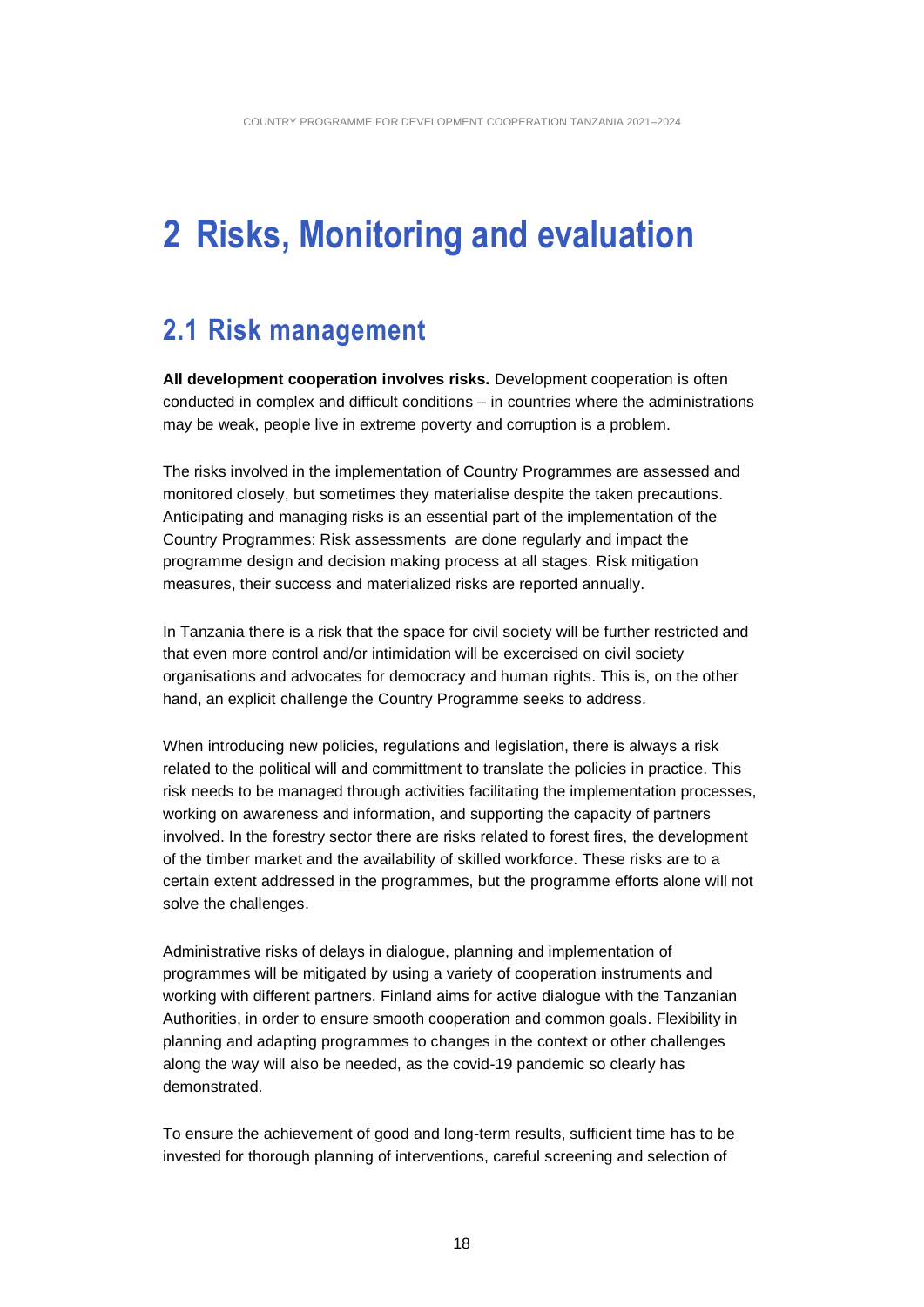# 2 Risks, Monitoring and evaluation

## 2.1 Risk management

**All development cooperation involves risks.** Development cooperation is often conducted in complex and difficult conditions – in countries where the administrations may be weak, people live in extreme poverty and corruption is a problem.

The risks involved in the implementation of Country Programmes are assessed and monitored closely, but sometimes they materialise despite the taken precautions. Anticipating and managing risks is an essential part of the implementation of the Country Programmes: Risk assessments are done regularly and impact the programme design and decision making process at all stages. Risk mitigation measures, their success and materialized risks are reported annually.

In Tanzania there is a risk that the space for civil society will be further restricted and that even more control and/or intimidation will be excercised on civil society organisations and advocates for democracy and human rights. This is, on the other hand, an explicit challenge the Country Programme seeks to address.

When introducing new policies, regulations and legislation, there is always a risk related to the political will and committment to translate the policies in practice. This risk needs to be managed through activities facilitating the implementation processes, working on awareness and information, and supporting the capacity of partners involved. In the forestry sector there are risks related to forest fires, the development of the timber market and the availability of skilled workforce. These risks are to a certain extent addressed in the programmes, but the programme efforts alone will not solve the challenges.

Administrative risks of delays in dialogue, planning and implementation of programmes will be mitigated by using a variety of cooperation instruments and working with different partners. Finland aims for active dialogue with the Tanzanian Authorities, in order to ensure smooth cooperation and common goals. Flexibility in planning and adapting programmes to changes in the context or other challenges along the way will also be needed, as the covid-19 pandemic so clearly has demonstrated.

To ensure the achievement of good and long-term results, sufficient time has to be invested for thorough planning of interventions, careful screening and selection of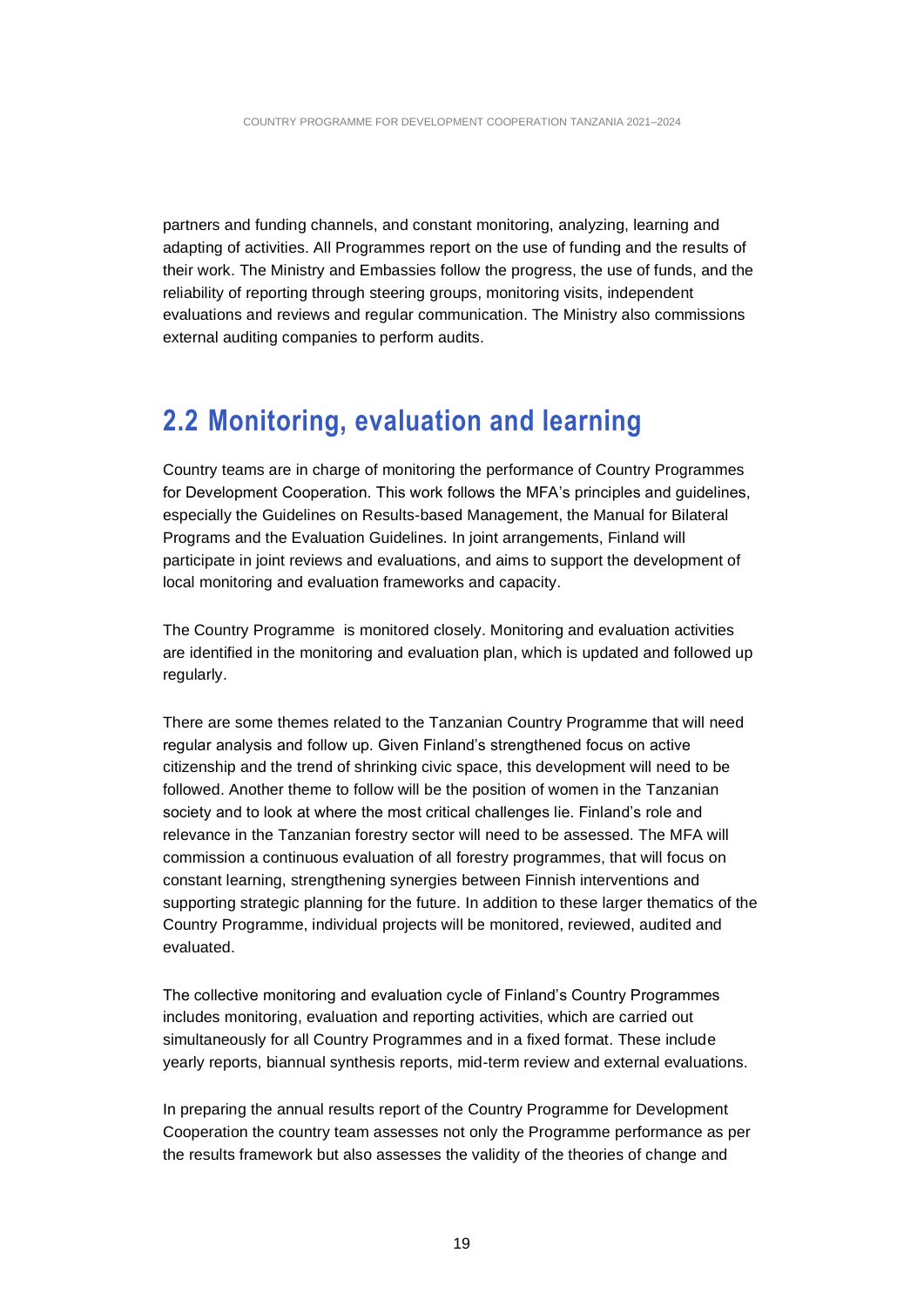partners and funding channels, and constant monitoring, analyzing, learning and adapting of activities. All Programmes report on the use of funding and the results of their work. The Ministry and Embassies follow the progress, the use of funds, and the reliability of reporting through steering groups, monitoring visits, independent evaluations and reviews and regular communication. The Ministry also commissions external auditing companies to perform audits.

## 2.2 Monitoring, evaluation and learning

Country teams are in charge of monitoring the performance of Country Programmes for Development Cooperation. This work follows the MFA's principles and guidelines, especially the Guidelines on Results-based Management, the Manual for Bilateral Programs and the Evaluation Guidelines. In joint arrangements, Finland will participate in joint reviews and evaluations, and aims to support the development of local monitoring and evaluation frameworks and capacity.

The Country Programme is monitored closely. Monitoring and evaluation activities are identified in the monitoring and evaluation plan, which is updated and followed up regularly.

There are some themes related to the Tanzanian Country Programme that will need regular analysis and follow up. Given Finland's strengthened focus on active citizenship and the trend of shrinking civic space, this development will need to be followed. Another theme to follow will be the position of women in the Tanzanian society and to look at where the most critical challenges lie. Finland's role and relevance in the Tanzanian forestry sector will need to be assessed. The MFA will commission a continuous evaluation of all forestry programmes, that will focus on constant learning, strengthening synergies between Finnish interventions and supporting strategic planning for the future. In addition to these larger thematics of the Country Programme, individual projects will be monitored, reviewed, audited and evaluated.

The collective monitoring and evaluation cycle of Finland's Country Programmes includes monitoring, evaluation and reporting activities, which are carried out simultaneously for all Country Programmes and in a fixed format. These include yearly reports, biannual synthesis reports, mid-term review and external evaluations.

In preparing the annual results report of the Country Programme for Development Cooperation the country team assesses not only the Programme performance as per the results framework but also assesses the validity of the theories of change and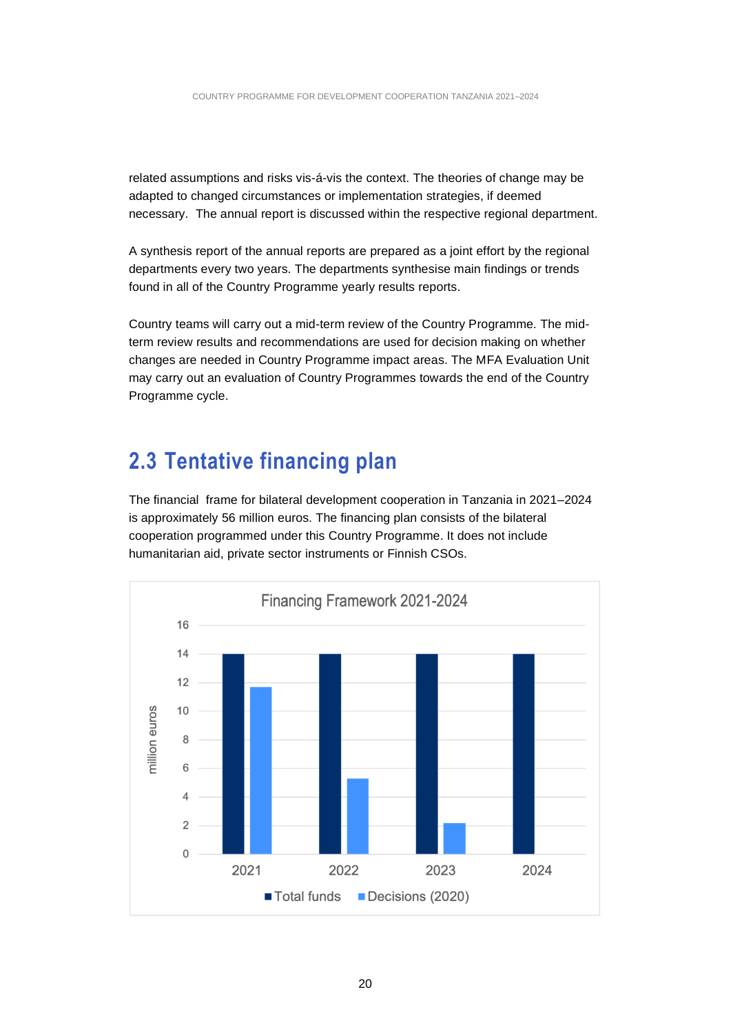related assumptions and risks vis-á-vis the context. The theories of change may be adapted to changed circumstances or implementation strategies, if deemed necessary. The annual report is discussed within the respective regional department.

A synthesis report of the annual reports are prepared as a joint effort by the regional departments every two years. The departments synthesise main findings or trends found in all of the Country Programme yearly results reports.

Country teams will carry out a mid-term review of the Country Programme. The mid-term review results and recommendations are used for decision making on whether changes are needed in Country Programme impact areas. The MFA Evaluation Unit may carry out an evaluation of Country Programmes towards the end of the Country Programme cycle.

## 2.3 Tentative financing plan

The financial frame for bilateral development cooperation in Tanzania in 2021–2024 is approximately 56 million euros. The financing plan consists of the bilateral cooperation programmed under this Country Programme. It does not include humanitarian aid, private sector instruments or Finnish CSOs.

Financing Framework 2021-2024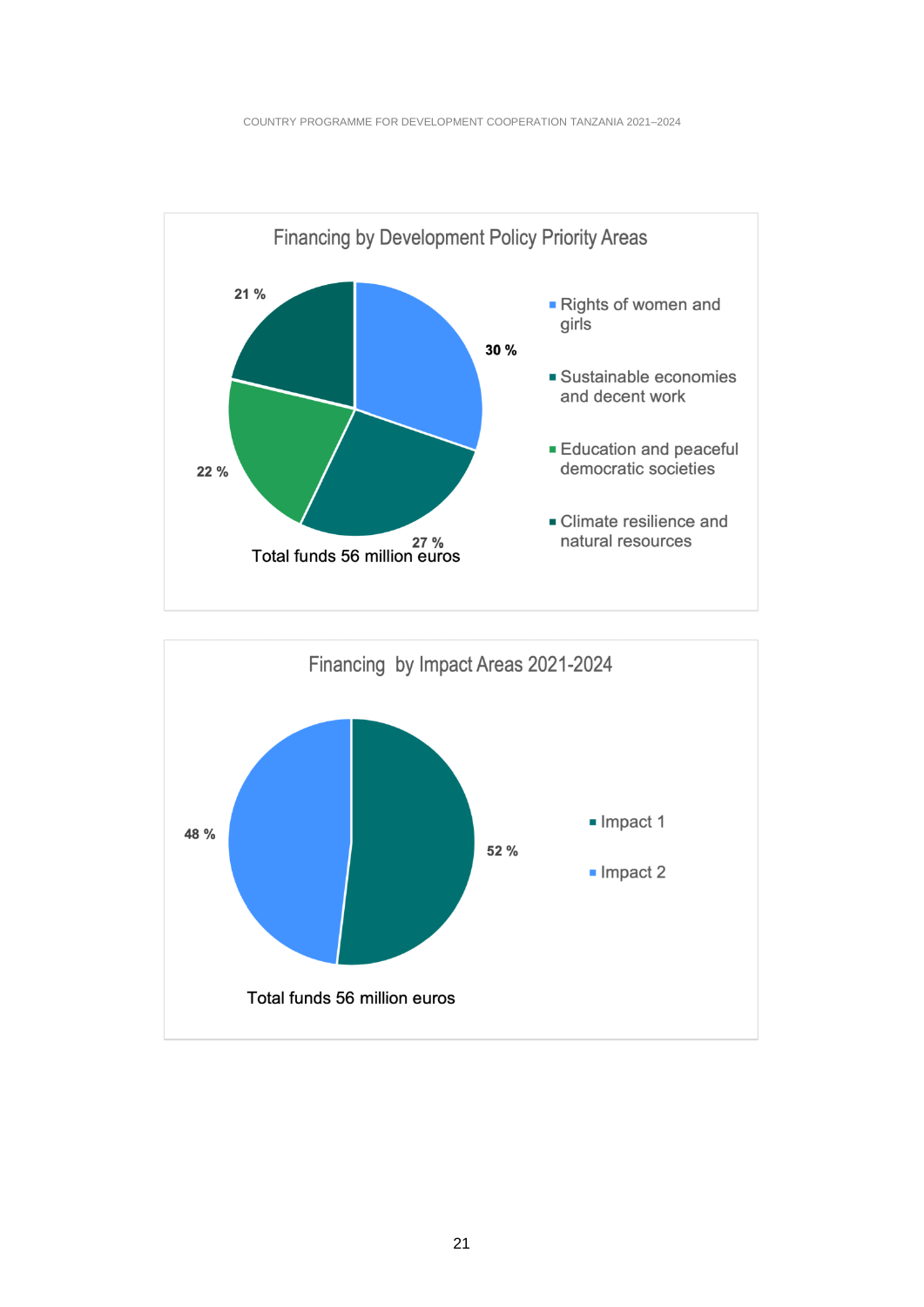Financing by Development Policy Priority Areas

21 %

30 %

22 %

27 %

Total funds 56 million euros

- Rights of women and girls
- Sustainable economies and decent work
- Education and peaceful democratic societies
- Climate resilience and natural resources

Financing by Impact Areas 2021-2024

48 %

52 %

- Impact 1
- Impact 2

Total funds 56 million euros